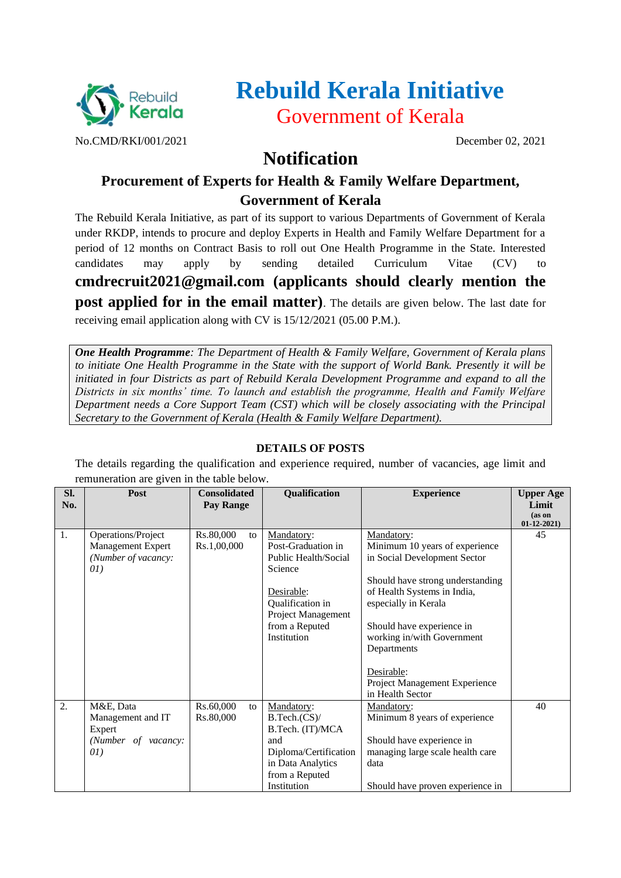# Rebuild Kerala Initiative

## Government of Kerala

No.CMD/RKI/001/2021 December 02, 2021

# Notification

## Procurement of Experts for Health & Family Welfare Department, Government of Kerala

The Rebuild Kerala Initiative, as part of its support to various Departments of Government of Kerala under RKDP, intends to procure and deploy Experts in Health and Family Welfare Department for a period of 12 months on Contract Basis to roll out One Health Programme in the State. Interested candidates may apply by sending detailed Curriculum Vitae (CV) to **cmdrecruit2021@gmail.com (applicants should clearly mention the post applied for in the email matter)**. The details are given below. The last date for receiving email application along with CV is 15/12/2021 (05.00 P.M.).

***One Health Programme**: The Department of Health & Family Welfare, Government of Kerala plans to initiate One Health Programme in the State with the support of World Bank. Presently it will be initiated in four Districts as part of Rebuild Kerala Development Programme and expand to all the Districts in six months' time. To launch and establish the programme, Health and Family Welfare Department needs a Core Support Team (CST) which will be closely associating with the Principal Secretary to the Government of Kerala (Health & Family Welfare Department).*

**DETAILS OF POSTS**

The details regarding the qualification and experience required, number of vacancies, age limit and remuneration are given in the table below.

| Sl. No. | Post | Consolidated Pay Range | Qualification | Experience | Upper Age Limit (as on 01-12-2021) |
|---|---|---|---|---|---|
| 1. | Operations/Project Management Expert *(Number of vacancy: 01)* | Rs.80,000 to Rs.1,00,000 | Mandatory: Post-Graduation in Public Health/Social Science<br><br>Desirable: Qualification in Project Management from a Reputed Institution | Mandatory: Minimum 10 years of experience in Social Development Sector<br><br>Should have strong understanding of Health Systems in India, especially in Kerala<br><br>Should have experience in working in/with Government Departments<br><br>Desirable: Project Management Experience in Health Sector | 45 |
| 2. | M&E, Data Management and IT Expert *(Number of vacancy: 01)* | Rs.60,000 to Rs.80,000 | Mandatory: B.Tech.(CS)/ B.Tech. (IT)/MCA and Diploma/Certification in Data Analytics from a Reputed Institution | Mandatory: Minimum 8 years of experience<br><br>Should have experience in managing large scale health care data<br><br>Should have proven experience in | 40 |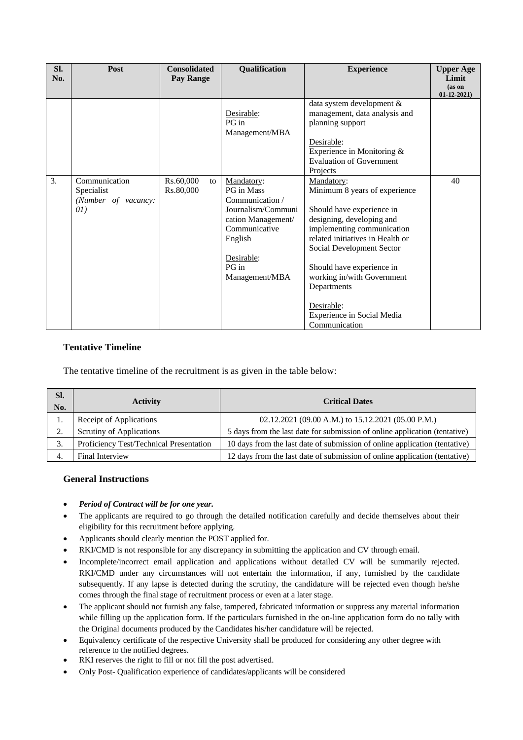| Sl. No. | Post | Consolidated Pay Range | Qualification | Experience | Upper Age Limit (as on 01-12-2021) |
|---|---|---|---|---|---|
| | | | Desirable:<br>PG in Management/MBA | data system development & management, data analysis and planning support<br><br>Desirable:<br>Experience in Monitoring & Evaluation of Government Projects | |
| 3. | Communication Specialist<br>*(Number of vacancy: 01)* | Rs.60,000 to Rs.80,000 | Mandatory:<br>PG in Mass Communication / Journalism/Communication Management/ Communicative English<br><br>Desirable:<br>PG in Management/MBA | Mandatory:<br>Minimum 8 years of experience<br><br>Should have experience in designing, developing and implementing communication related initiatives in Health or Social Development Sector<br><br>Should have experience in working in/with Government Departments<br><br>Desirable:<br>Experience in Social Media Communication | 40 |

### Tentative Timeline

The tentative timeline of the recruitment is as given in the table below:

| Sl. No. | Activity | Critical Dates |
|---|---|---|
| 1. | Receipt of Applications | 02.12.2021 (09.00 A.M.) to 15.12.2021 (05.00 P.M.) |
| 2. | Scrutiny of Applications | 5 days from the last date for submission of online application (tentative) |
| 3. | Proficiency Test/Technical Presentation | 10 days from the last date of submission of online application (tentative) |
| 4. | Final Interview | 12 days from the last date of submission of online application (tentative) |

### General Instructions

- ***Period of Contract will be for one year.***
- The applicants are required to go through the detailed notification carefully and decide themselves about their eligibility for this recruitment before applying.
- Applicants should clearly mention the POST applied for.
- RKI/CMD is not responsible for any discrepancy in submitting the application and CV through email.
- Incomplete/incorrect email application and applications without detailed CV will be summarily rejected. RKI/CMD under any circumstances will not entertain the information, if any, furnished by the candidate subsequently. If any lapse is detected during the scrutiny, the candidature will be rejected even though he/she comes through the final stage of recruitment process or even at a later stage.
- The applicant should not furnish any false, tampered, fabricated information or suppress any material information while filling up the application form. If the particulars furnished in the on-line application form do no tally with the Original documents produced by the Candidates his/her candidature will be rejected.
- Equivalency certificate of the respective University shall be produced for considering any other degree with reference to the notified degrees.
- RKI reserves the right to fill or not fill the post advertised.
- Only Post- Qualification experience of candidates/applicants will be considered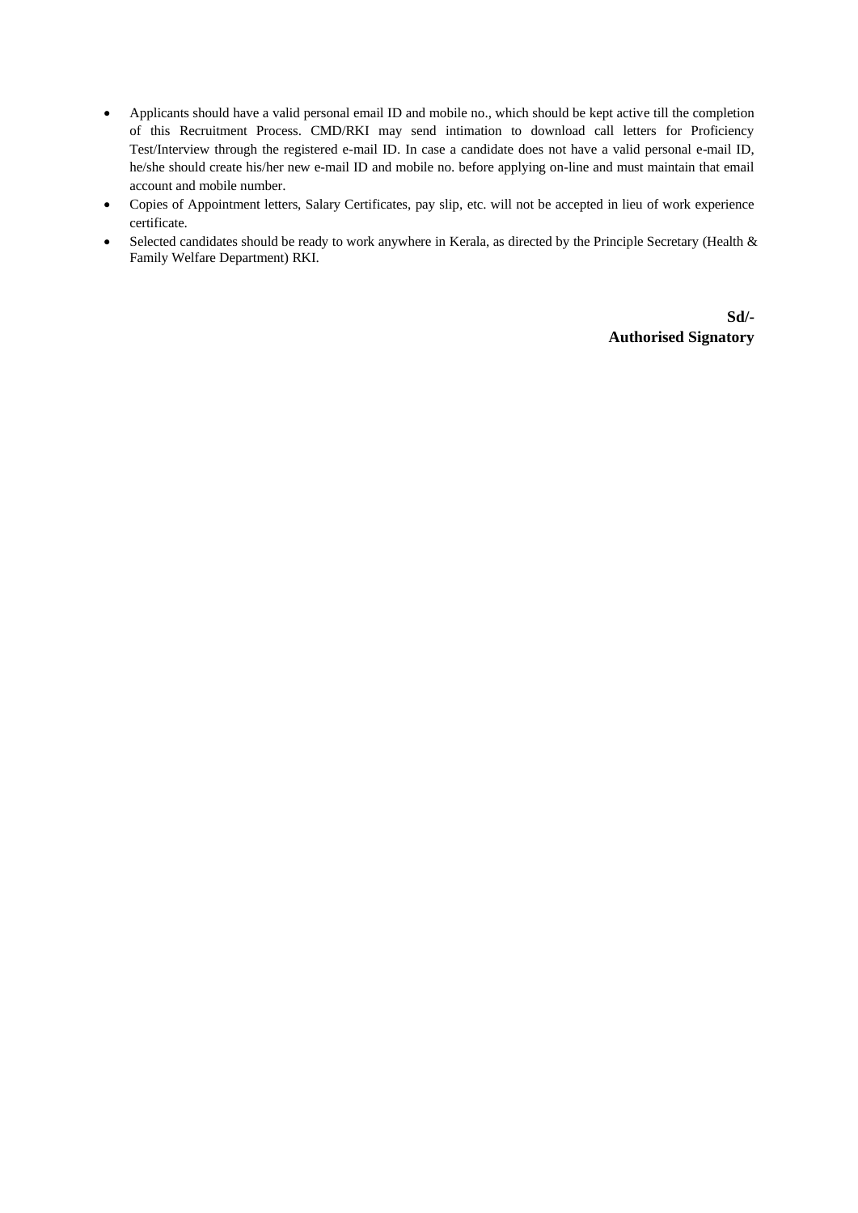- Applicants should have a valid personal email ID and mobile no., which should be kept active till the completion of this Recruitment Process. CMD/RKI may send intimation to download call letters for Proficiency Test/Interview through the registered e-mail ID. In case a candidate does not have a valid personal e-mail ID, he/she should create his/her new e-mail ID and mobile no. before applying on-line and must maintain that email account and mobile number.
- Copies of Appointment letters, Salary Certificates, pay slip, etc. will not be accepted in lieu of work experience certificate.
- Selected candidates should be ready to work anywhere in Kerala, as directed by the Principle Secretary (Health & Family Welfare Department) RKI.

**Sd/-**
**Authorised Signatory**